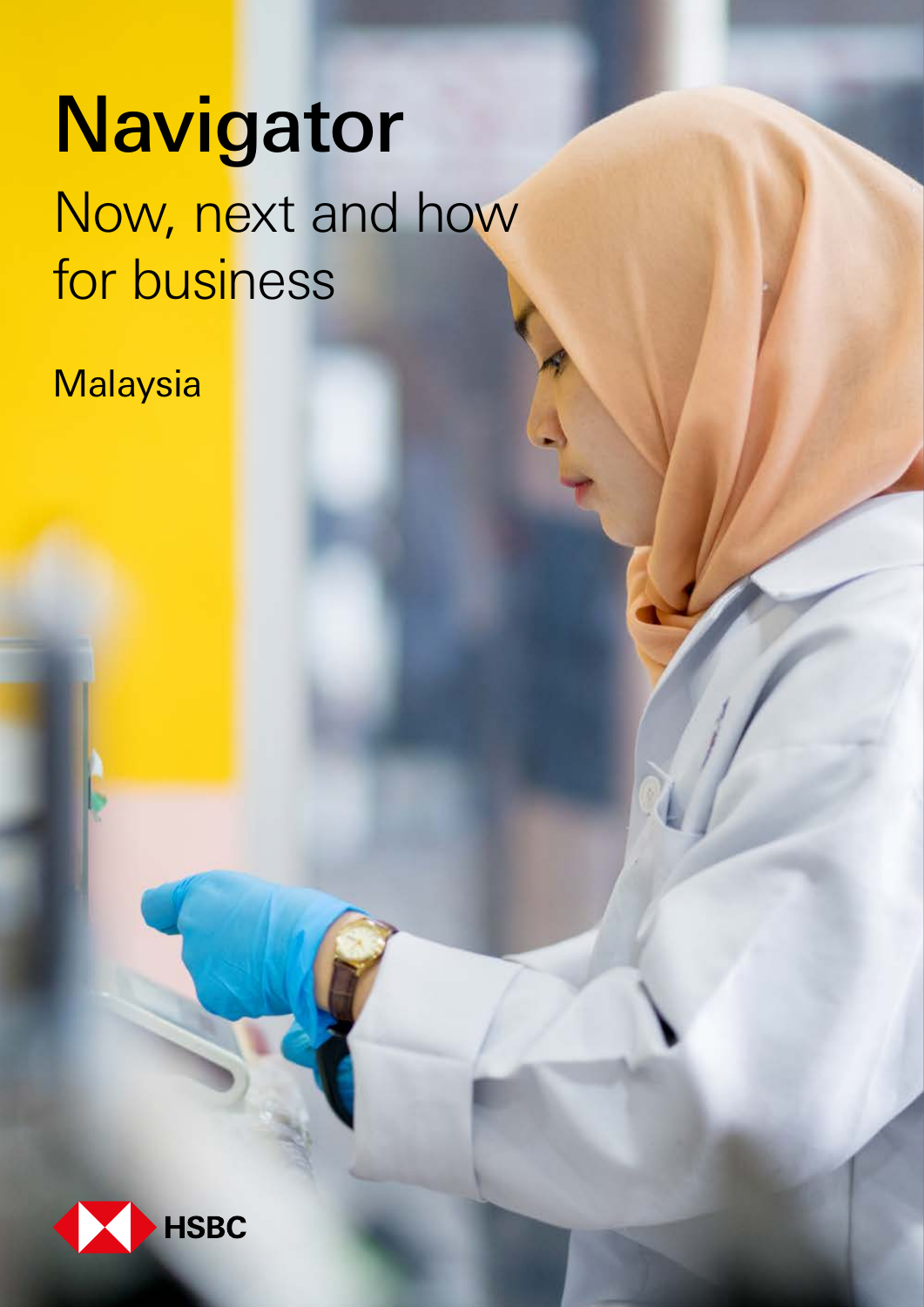# Navigator

## Now, next and how for business

Malaysia

HSBC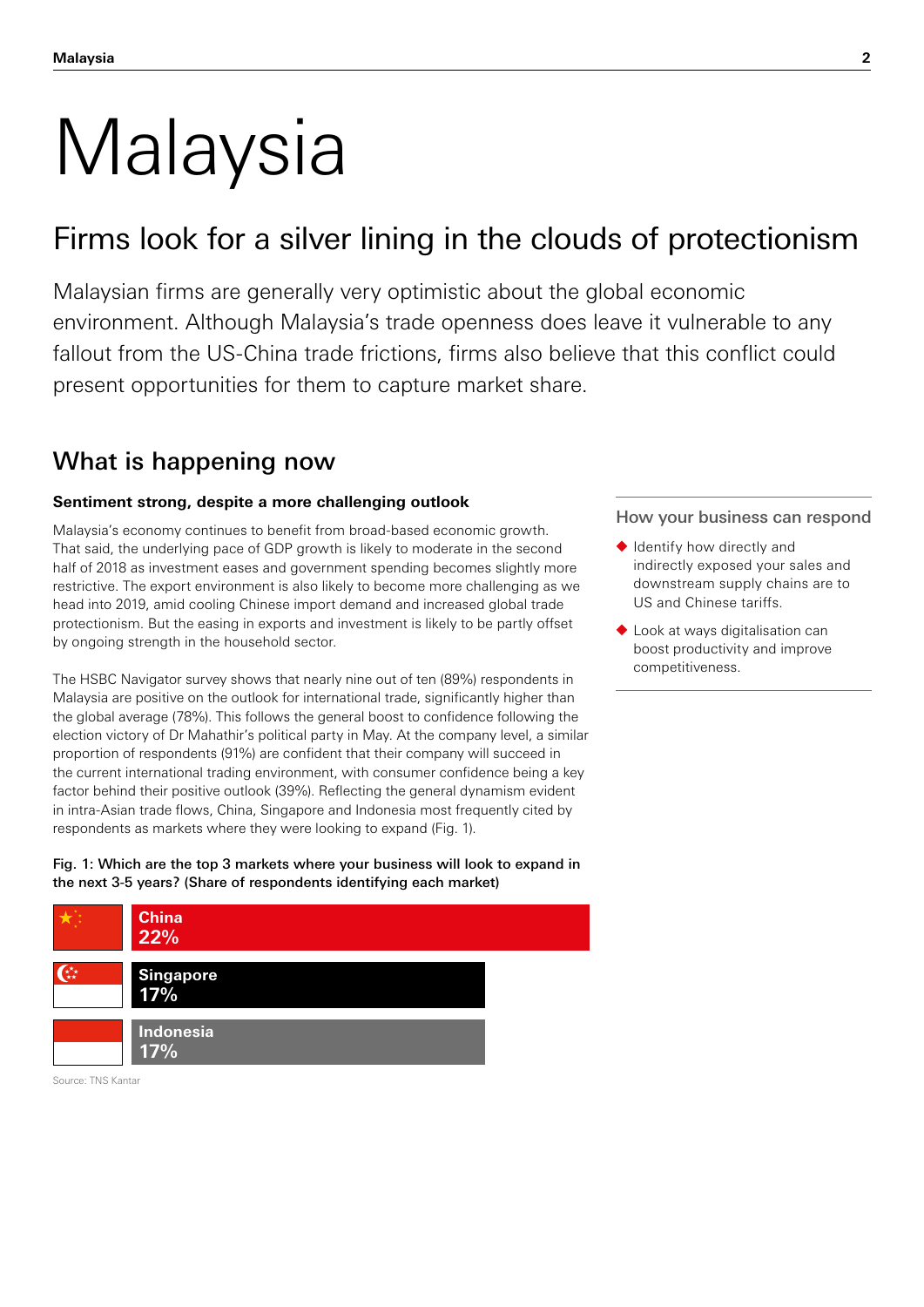# Malaysia

## Firms look for a silver lining in the clouds of protectionism

Malaysian firms are generally very optimistic about the global economic environment. Although Malaysia's trade openness does leave it vulnerable to any fallout from the US-China trade frictions, firms also believe that this conflict could present opportunities for them to capture market share.

## What is happening now

### Sentiment strong, despite a more challenging outlook

Malaysia's economy continues to benefit from broad-based economic growth. That said, the underlying pace of GDP growth is likely to moderate in the second half of 2018 as investment eases and government spending becomes slightly more restrictive. The export environment is also likely to become more challenging as we head into 2019, amid cooling Chinese import demand and increased global trade protectionism. But the easing in exports and investment is likely to be partly offset by ongoing strength in the household sector.

The HSBC Navigator survey shows that nearly nine out of ten (89%) respondents in Malaysia are positive on the outlook for international trade, significantly higher than the global average (78%). This follows the general boost to confidence following the election victory of Dr Mahathir's political party in May. At the company level, a similar proportion of respondents (91%) are confident that their company will succeed in the current international trading environment, with consumer confidence being a key factor behind their positive outlook (39%). Reflecting the general dynamism evident in intra-Asian trade flows, China, Singapore and Indonesia most frequently cited by respondents as markets where they were looking to expand (Fig. 1).

**Fig. 1: Which are the top 3 markets where your business will look to expand in the next 3-5 years? (Share of respondents identifying each market)**

| Market | Share |
| --- | --- |
| China | 22% |
| Singapore | 17% |
| Indonesia | 17% |

Source: TNS Kantar

### How your business can respond

- Identify how directly and indirectly exposed your sales and downstream supply chains are to US and Chinese tariffs.
- Look at ways digitalisation can boost productivity and improve competitiveness.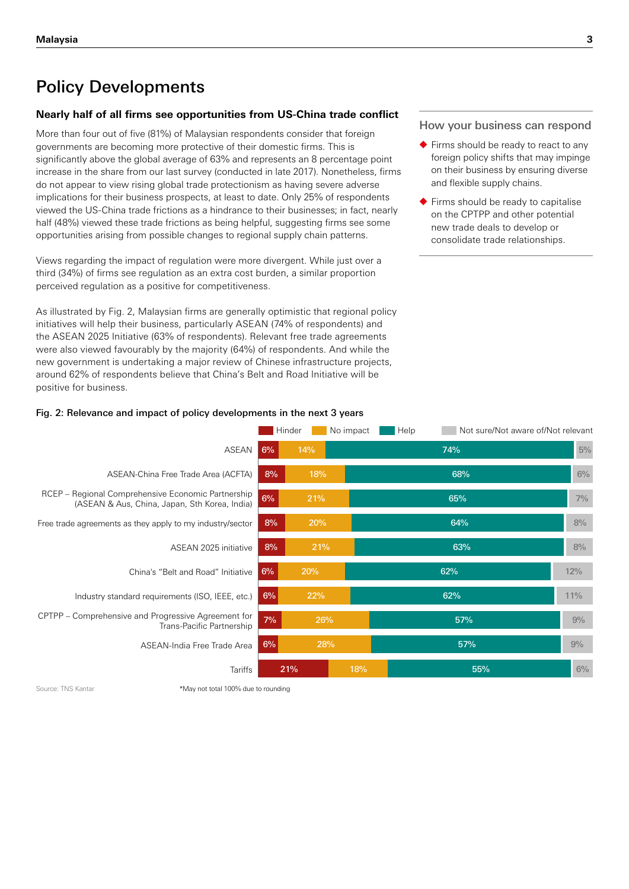# Policy Developments

### Nearly half of all firms see opportunities from US-China trade conflict

More than four out of five (81%) of Malaysian respondents consider that foreign governments are becoming more protective of their domestic firms. This is significantly above the global average of 63% and represents an 8 percentage point increase in the share from our last survey (conducted in late 2017). Nonetheless, firms do not appear to view rising global trade protectionism as having severe adverse implications for their business prospects, at least to date. Only 25% of respondents viewed the US-China trade frictions as a hindrance to their businesses; in fact, nearly half (48%) viewed these trade frictions as being helpful, suggesting firms see some opportunities arising from possible changes to regional supply chain patterns.

Views regarding the impact of regulation were more divergent. While just over a third (34%) of firms see regulation as an extra cost burden, a similar proportion perceived regulation as a positive for competitiveness.

As illustrated by Fig. 2, Malaysian firms are generally optimistic that regional policy initiatives will help their business, particularly ASEAN (74% of respondents) and the ASEAN 2025 Initiative (63% of respondents). Relevant free trade agreements were also viewed favourably by the majority (64%) of respondents. And while the new government is undertaking a major review of Chinese infrastructure projects, around 62% of respondents believe that China's Belt and Road Initiative will be positive for business.

### How your business can respond

- Firms should be ready to react to any foreign policy shifts that may impinge on their business by ensuring diverse and flexible supply chains.
- Firms should be ready to capitalise on the CPTPP and other potential new trade deals to develop or consolidate trade relationships.

**Fig. 2: Relevance and impact of policy developments in the next 3 years**

| | Hinder | No impact | Help | Not sure/Not aware of/Not relevant |
|---|---|---|---|---|
| ASEAN | 6% | 14% | 74% | 5% |
| ASEAN-China Free Trade Area (ACFTA) | 8% | 18% | 68% | 6% |
| RCEP – Regional Comprehensive Economic Partnership (ASEAN & Aus, China, Japan, Sth Korea, India) | 6% | 21% | 65% | 7% |
| Free trade agreements as they apply to my industry/sector | 8% | 20% | 64% | 8% |
| ASEAN 2025 initiative | 8% | 21% | 63% | 8% |
| China's "Belt and Road" Initiative | 6% | 20% | 62% | 12% |
| Industry standard requirements (ISO, IEEE, etc.) | 6% | 22% | 62% | 11% |
| CPTPP – Comprehensive and Progressive Agreement for Trans-Pacific Partnership | 7% | 26% | 57% | 9% |
| ASEAN-India Free Trade Area | 6% | 28% | 57% | 9% |
| Tariffs | 21% | 18% | 55% | 6% |

Source: TNS Kantar

*May not total 100% due to rounding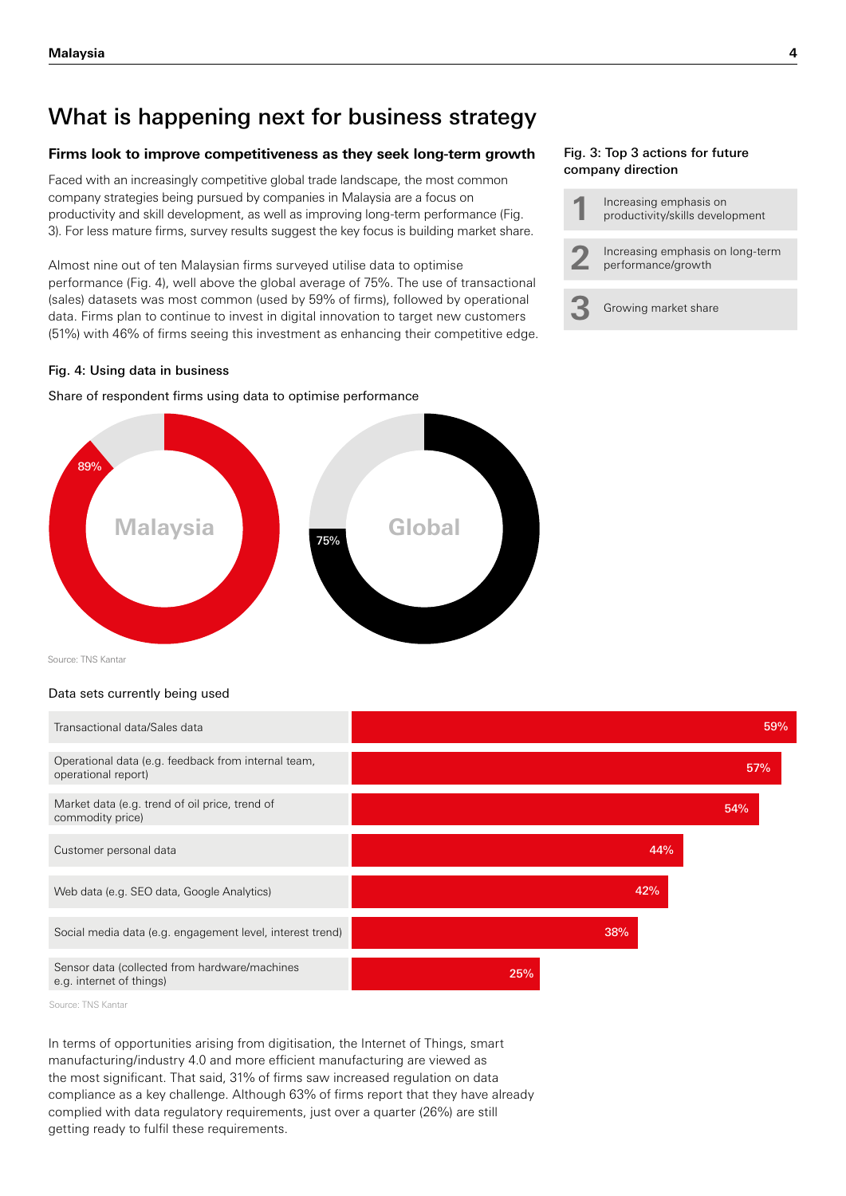# What is happening next for business strategy

## Firms look to improve competitiveness as they seek long-term growth

Faced with an increasingly competitive global trade landscape, the most common company strategies being pursued by companies in Malaysia are a focus on productivity and skill development, as well as improving long-term performance (Fig. 3). For less mature firms, survey results suggest the key focus is building market share.

Almost nine out of ten Malaysian firms surveyed utilise data to optimise performance (Fig. 4), well above the global average of 75%. The use of transactional (sales) datasets was most common (used by 59% of firms), followed by operational data. Firms plan to continue to invest in digital innovation to target new customers (51%) with 46% of firms seeing this investment as enhancing their competitive edge.

**Fig. 3: Top 3 actions for future company direction**

1. Increasing emphasis on productivity/skills development
2. Increasing emphasis on long-term performance/growth
3. Growing market share

**Fig. 4: Using data in business**

Share of respondent firms using data to optimise performance

| | Share |
|---|---|
| Malaysia | 89% |
| Global | 75% |

Source: TNS Kantar

Data sets currently being used

| Data set | Share |
|---|---|
| Transactional data/Sales data | 59% |
| Operational data (e.g. feedback from internal team, operational report) | 57% |
| Market data (e.g. trend of oil price, trend of commodity price) | 54% |
| Customer personal data | 44% |
| Web data (e.g. SEO data, Google Analytics) | 42% |
| Social media data (e.g. engagement level, interest trend) | 38% |
| Sensor data (collected from hardware/machines e.g. internet of things) | 25% |

Source: TNS Kantar

In terms of opportunities arising from digitisation, the Internet of Things, smart manufacturing/industry 4.0 and more efficient manufacturing are viewed as the most significant. That said, 31% of firms saw increased regulation on data compliance as a key challenge. Although 63% of firms report that they have already complied with data regulatory requirements, just over a quarter (26%) are still getting ready to fulfil these requirements.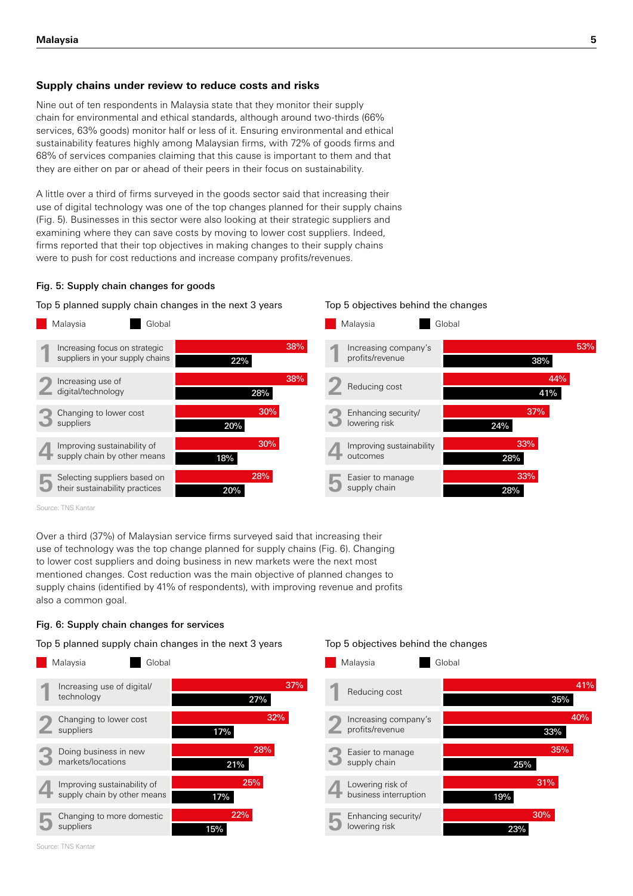## Supply chains under review to reduce costs and risks

Nine out of ten respondents in Malaysia state that they monitor their supply chain for environmental and ethical standards, although around two-thirds (66% services, 63% goods) monitor half or less of it. Ensuring environmental and ethical sustainability features highly among Malaysian firms, with 72% of goods firms and 68% of services companies claiming that this cause is important to them and that they are either on par or ahead of their peers in their focus on sustainability.

A little over a third of firms surveyed in the goods sector said that increasing their use of digital technology was one of the top changes planned for their supply chains (Fig. 5). Businesses in this sector were also looking at their strategic suppliers and examining where they can save costs by moving to lower cost suppliers. Indeed, firms reported that their top objectives in making changes to their supply chains were to push for cost reductions and increase company profits/revenues.

### Fig. 5: Supply chain changes for goods

Top 5 planned supply chain changes in the next 3 years

| # | Change | Malaysia | Global |
|---|---|---|---|
| 1 | Increasing focus on strategic suppliers in your supply chains | 38% | 22% |
| 2 | Increasing use of digital/technology | 38% | 28% |
| 3 | Changing to lower cost suppliers | 30% | 20% |
| 4 | Improving sustainability of supply chain by other means | 30% | 18% |
| 5 | Selecting suppliers based on their sustainability practices | 28% | 20% |

Top 5 objectives behind the changes

| # | Objective | Malaysia | Global |
|---|---|---|---|
| 1 | Increasing company's profits/revenue | 53% | 38% |
| 2 | Reducing cost | 44% | 41% |
| 3 | Enhancing security/ lowering risk | 37% | 24% |
| 4 | Improving sustainability outcomes | 33% | 28% |
| 5 | Easier to manage supply chain | 33% | 28% |

Source: TNS Kantar

Over a third (37%) of Malaysian service firms surveyed said that increasing their use of technology was the top change planned for supply chains (Fig. 6). Changing to lower cost suppliers and doing business in new markets were the next most mentioned changes. Cost reduction was the main objective of planned changes to supply chains (identified by 41% of respondents), with improving revenue and profits also a common goal.

### Fig. 6: Supply chain changes for services

Top 5 planned supply chain changes in the next 3 years

| # | Change | Malaysia | Global |
|---|---|---|---|
| 1 | Increasing use of digital/ technology | 37% | 27% |
| 2 | Changing to lower cost suppliers | 32% | 17% |
| 3 | Doing business in new markets/locations | 28% | 21% |
| 4 | Improving sustainability of supply chain by other means | 25% | 17% |
| 5 | Changing to more domestic suppliers | 22% | 15% |

Top 5 objectives behind the changes

| # | Objective | Malaysia | Global |
|---|---|---|---|
| 1 | Reducing cost | 41% | 35% |
| 2 | Increasing company's profits/revenue | 40% | 33% |
| 3 | Easier to manage supply chain | 35% | 25% |
| 4 | Lowering risk of business interruption | 31% | 19% |
| 5 | Enhancing security/ lowering risk | 30% | 23% |

Source: TNS Kantar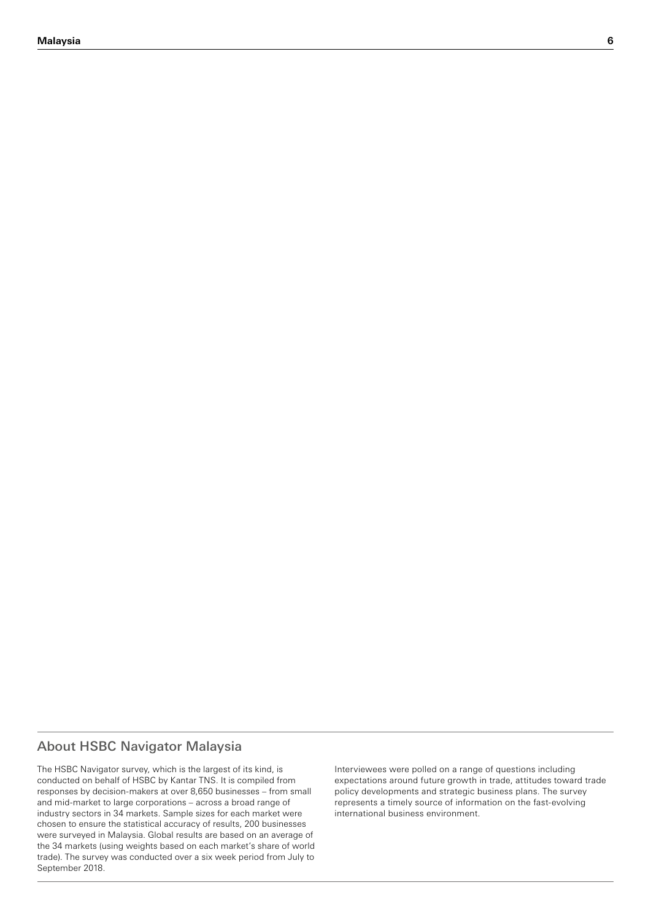## About HSBC Navigator Malaysia

The HSBC Navigator survey, which is the largest of its kind, is conducted on behalf of HSBC by Kantar TNS. It is compiled from responses by decision-makers at over 8,650 businesses – from small and mid-market to large corporations – across a broad range of industry sectors in 34 markets. Sample sizes for each market were chosen to ensure the statistical accuracy of results, 200 businesses were surveyed in Malaysia. Global results are based on an average of the 34 markets (using weights based on each market's share of world trade). The survey was conducted over a six week period from July to September 2018.

Interviewees were polled on a range of questions including expectations around future growth in trade, attitudes toward trade policy developments and strategic business plans. The survey represents a timely source of information on the fast-evolving international business environment.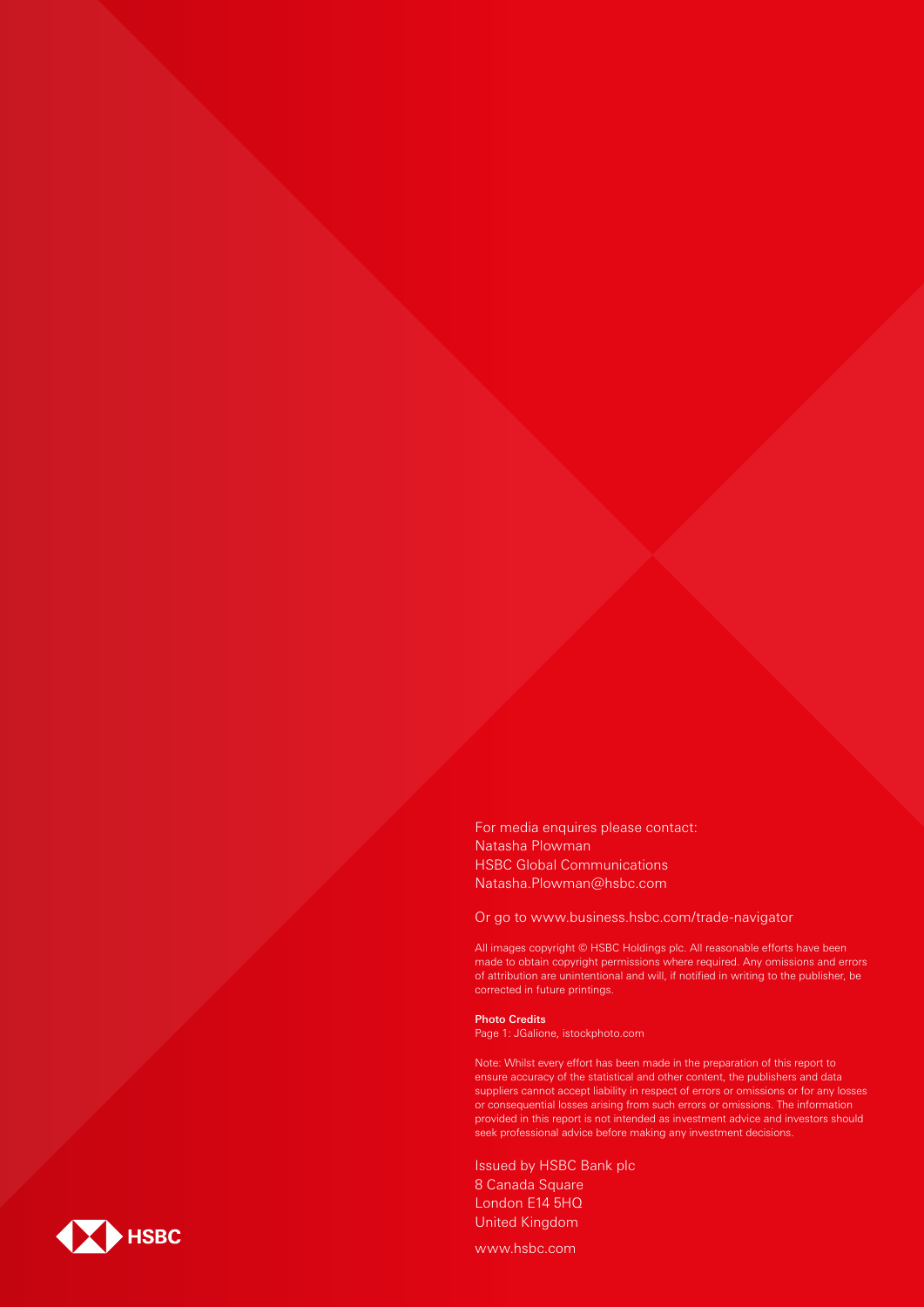For media enquires please contact:
Natasha Plowman
HSBC Global Communications
Natasha.Plowman@hsbc.com

Or go to www.business.hsbc.com/trade-navigator

All images copyright © HSBC Holdings plc. All reasonable efforts have been made to obtain copyright permissions where required. Any omissions and errors of attribution are unintentional and will, if notified in writing to the publisher, be corrected in future printings.

**Photo Credits**
Page 1: JGalione, istockphoto.com

Note: Whilst every effort has been made in the preparation of this report to ensure accuracy of the statistical and other content, the publishers and data suppliers cannot accept liability in respect of errors or omissions or for any losses or consequential losses arising from such errors or omissions. The information provided in this report is not intended as investment advice and investors should seek professional advice before making any investment decisions.

Issued by HSBC Bank plc
8 Canada Square
London E14 5HQ
United Kingdom

www.hsbc.com

HSBC